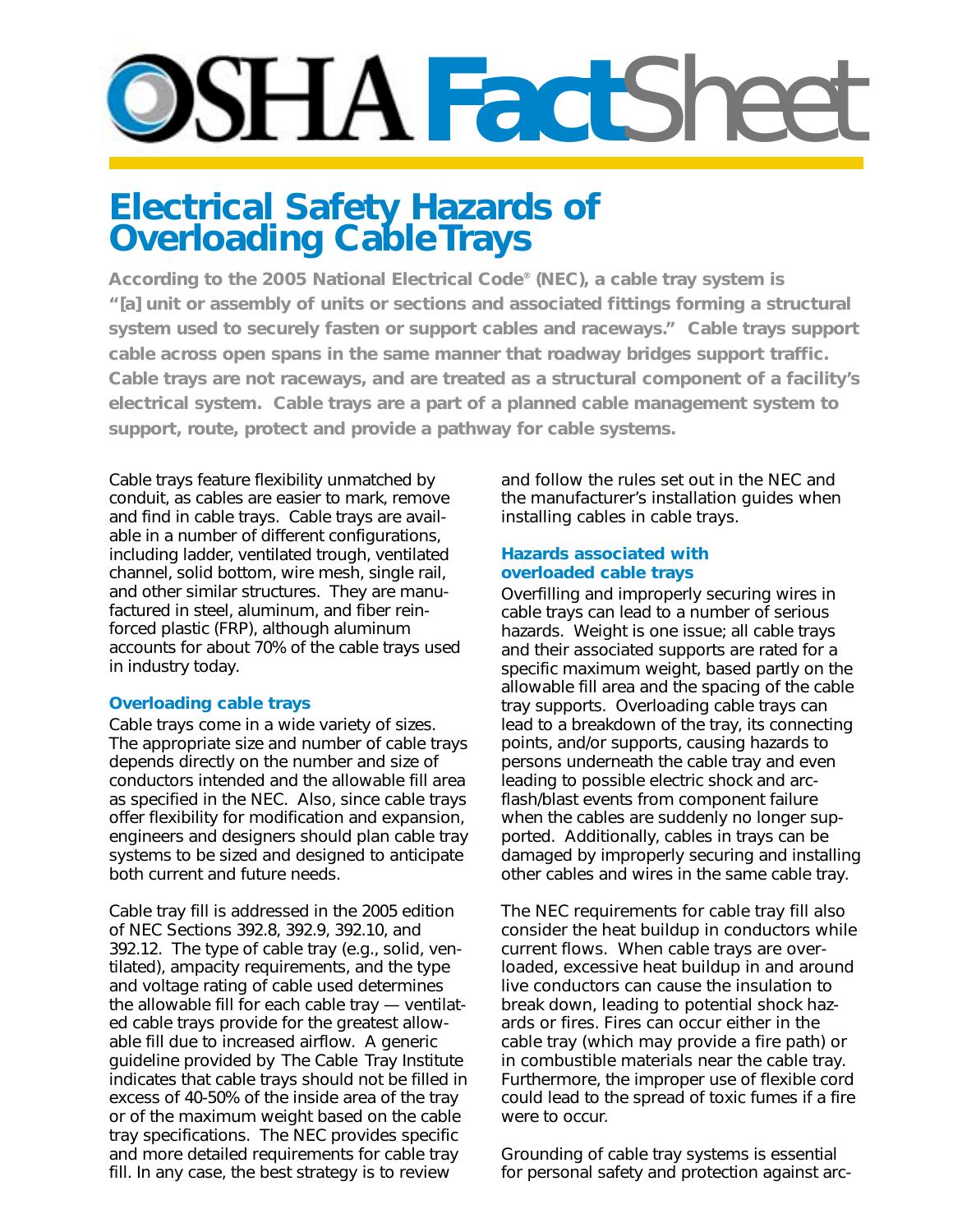# OSHA FactSheet

## Electrical Safety Hazards of Overloading Cable Trays

**According to the 2005 National Electrical Code® (NEC), a cable tray system is "[a] unit or assembly of units or sections and associated fittings forming a structural system used to securely fasten or support cables and raceways." Cable trays support cable across open spans in the same manner that roadway bridges support traffic. Cable trays are not raceways, and are treated as a structural component of a facility's electrical system. Cable trays are a part of a planned cable management system to support, route, protect and provide a pathway for cable systems.**

Cable trays feature flexibility unmatched by conduit, as cables are easier to mark, remove and find in cable trays. Cable trays are available in a number of different configurations, including ladder, ventilated trough, ventilated channel, solid bottom, wire mesh, single rail, and other similar structures. They are manufactured in steel, aluminum, and fiber reinforced plastic (FRP), although aluminum accounts for about 70% of the cable trays used in industry today.

### Overloading cable trays

Cable trays come in a wide variety of sizes. The appropriate size and number of cable trays depends directly on the number and size of conductors intended and the allowable fill area as specified in the NEC. Also, since cable trays offer flexibility for modification and expansion, engineers and designers should plan cable tray systems to be sized and designed to anticipate both current and future needs.

Cable tray fill is addressed in the 2005 edition of NEC Sections 392.8, 392.9, 392.10, and 392.12. The type of cable tray (e.g., solid, ventilated), ampacity requirements, and the type and voltage rating of cable used determines the allowable fill for each cable tray — ventilated cable trays provide for the greatest allowable fill due to increased airflow. A generic guideline provided by The Cable Tray Institute indicates that cable trays should not be filled in excess of 40-50% of the inside area of the tray or of the maximum weight based on the cable tray specifications. The NEC provides specific and more detailed requirements for cable tray fill. In any case, the best strategy is to review and follow the rules set out in the NEC and the manufacturer's installation guides when installing cables in cable trays.

### Hazards associated with overloaded cable trays

Overfilling and improperly securing wires in cable trays can lead to a number of serious hazards. Weight is one issue; all cable trays and their associated supports are rated for a specific maximum weight, based partly on the allowable fill area and the spacing of the cable tray supports. Overloading cable trays can lead to a breakdown of the tray, its connecting points, and/or supports, causing hazards to persons underneath the cable tray and even leading to possible electric shock and arc-flash/blast events from component failure when the cables are suddenly no longer supported. Additionally, cables in trays can be damaged by improperly securing and installing other cables and wires in the same cable tray.

The NEC requirements for cable tray fill also consider the heat buildup in conductors while current flows. When cable trays are overloaded, excessive heat buildup in and around live conductors can cause the insulation to break down, leading to potential shock hazards or fires. Fires can occur either in the cable tray (which may provide a fire path) or in combustible materials near the cable tray. Furthermore, the improper use of flexible cord could lead to the spread of toxic fumes if a fire were to occur.

Grounding of cable tray systems is essential for personal safety and protection against arc-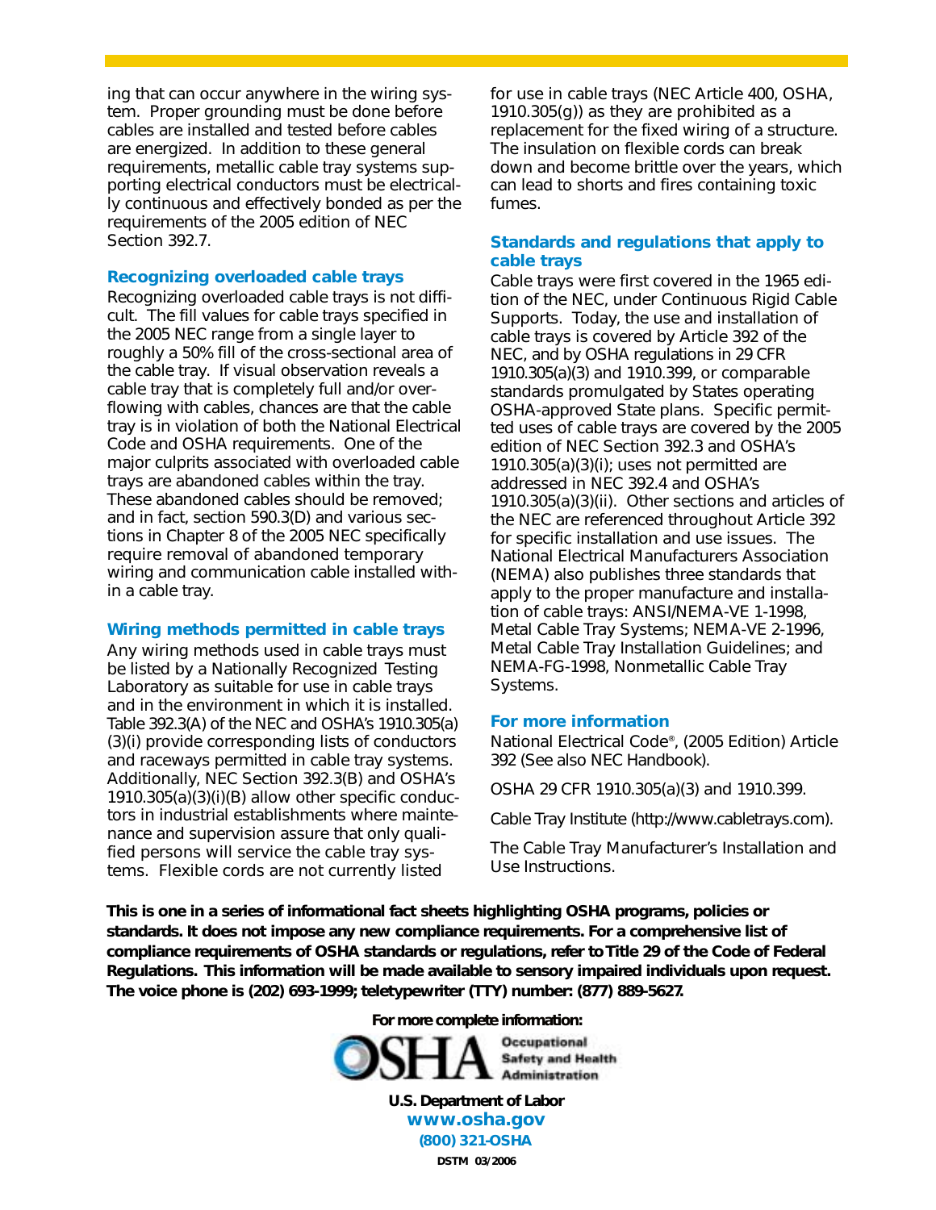ing that can occur anywhere in the wiring system. Proper grounding must be done before cables are installed and tested before cables are energized. In addition to these general requirements, metallic cable tray systems supporting electrical conductors must be electrically continuous and effectively bonded as per the requirements of the 2005 edition of NEC Section 392.7.

### Recognizing overloaded cable trays

Recognizing overloaded cable trays is not difficult. The fill values for cable trays specified in the 2005 NEC range from a single layer to roughly a 50% fill of the cross-sectional area of the cable tray. If visual observation reveals a cable tray that is completely full and/or overflowing with cables, chances are that the cable tray is in violation of both the National Electrical Code and OSHA requirements. One of the major culprits associated with overloaded cable trays are abandoned cables within the tray. These abandoned cables should be removed; and in fact, section 590.3(D) and various sections in Chapter 8 of the 2005 NEC specifically require removal of abandoned temporary wiring and communication cable installed within a cable tray.

### Wiring methods permitted in cable trays

Any wiring methods used in cable trays must be listed by a Nationally Recognized Testing Laboratory as suitable for use in cable trays and in the environment in which it is installed. Table 392.3(A) of the NEC and OSHA's 1910.305(a)(3)(i) provide corresponding lists of conductors and raceways permitted in cable tray systems. Additionally, NEC Section 392.3(B) and OSHA's 1910.305(a)(3)(i)(B) allow other specific conductors in industrial establishments where maintenance and supervision assure that only qualified persons will service the cable tray systems. Flexible cords are not currently listed for use in cable trays (NEC Article 400, OSHA, 1910.305(g)) as they are prohibited as a replacement for the fixed wiring of a structure. The insulation on flexible cords can break down and become brittle over the years, which can lead to shorts and fires containing toxic fumes.

### Standards and regulations that apply to cable trays

Cable trays were first covered in the 1965 edition of the NEC, under Continuous Rigid Cable Supports. Today, the use and installation of cable trays is covered by Article 392 of the NEC, and by OSHA regulations in 29 CFR 1910.305(a)(3) and 1910.399, or comparable standards promulgated by States operating OSHA-approved State plans. Specific permitted uses of cable trays are covered by the 2005 edition of NEC Section 392.3 and OSHA's 1910.305(a)(3)(i); uses not permitted are addressed in NEC 392.4 and OSHA's 1910.305(a)(3)(ii). Other sections and articles of the NEC are referenced throughout Article 392 for specific installation and use issues. The National Electrical Manufacturers Association (NEMA) also publishes three standards that apply to the proper manufacture and installation of cable trays: ANSI/NEMA-VE 1-1998, Metal Cable Tray Systems; NEMA-VE 2-1996, Metal Cable Tray Installation Guidelines; and NEMA-FG-1998, Nonmetallic Cable Tray Systems.

### For more information

National Electrical Code®, (2005 Edition) Article 392 (See also NEC Handbook).

OSHA 29 CFR 1910.305(a)(3) and 1910.399.

Cable Tray Institute (http://www.cabletrays.com).

The Cable Tray Manufacturer's Installation and Use Instructions.

**This is one in a series of informational fact sheets highlighting OSHA programs, policies or standards. It does not impose any new compliance requirements. For a comprehensive list of compliance requirements of OSHA standards or regulations, refer to Title 29 of the Code of Federal Regulations. This information will be made available to sensory impaired individuals upon request. The voice phone is (202) 693-1999; teletypewriter (TTY) number: (877) 889-5627.**

**For more complete information:**

OSHA Occupational Safety and Health Administration

**U.S. Department of Labor**
**www.osha.gov**
**(800) 321-OSHA**

**DSTM 03/2006**